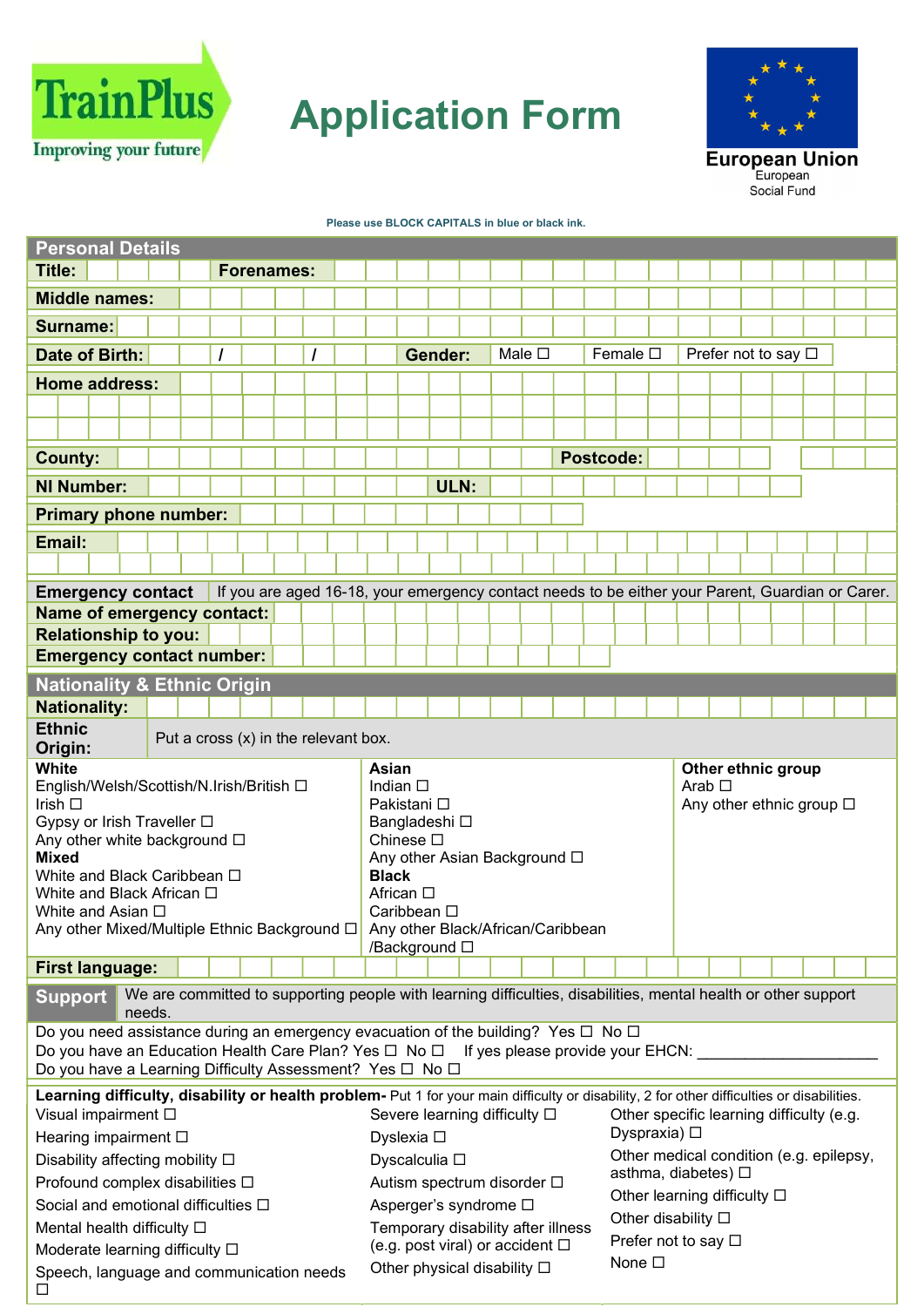TrainPlus
Improving your future

# Application Form

European Union
European Social Fund

Please use BLOCK CAPITALS in blue or black ink.

## Personal Details

| | | | |
|---|---|---|---|
| **Title:** | | **Forenames:** | |
| **Middle names:** | | | |
| **Surname:** | | | |
| **Date of Birth:** | / / | **Gender:** | Male ☐ Female ☐ Prefer not to say ☐ |
| **Home address:** | | | |
| | | | |
| | | | |
| **County:** | | **Postcode:** | |
| **NI Number:** | | **ULN:** | |
| **Primary phone number:** | | | |
| **Email:** | | | |
| | | | |

**Emergency contact** — If you are aged 16-18, your emergency contact needs to be either your Parent, Guardian or Carer.

| | |
|---|---|
| **Name of emergency contact:** | |
| **Relationship to you:** | |
| **Emergency contact number:** | |

## Nationality & Ethnic Origin

**Nationality:**

**Ethnic Origin:** Put a cross (x) in the relevant box.

**White**
English/Welsh/Scottish/N.Irish/British ☐
Irish ☐
Gypsy or Irish Traveller ☐
Any other white background ☐

**Mixed**
White and Black Caribbean ☐
White and Black African ☐
White and Asian ☐
Any other Mixed/Multiple Ethnic Background ☐

**Asian**
Indian ☐
Pakistani ☐
Bangladeshi ☐
Chinese ☐
Any other Asian Background ☐

**Black**
African ☐
Caribbean ☐
Any other Black/African/Caribbean /Background ☐

**Other ethnic group**
Arab ☐
Any other ethnic group ☐

**First language:**

## Support

We are committed to supporting people with learning difficulties, disabilities, mental health or other support needs.

Do you need assistance during an emergency evacuation of the building? Yes ☐ No ☐
Do you have an Education Health Care Plan? Yes ☐ No ☐ If yes please provide your EHCN: ____________________
Do you have a Learning Difficulty Assessment? Yes ☐ No ☐

**Learning difficulty, disability or health problem-** Put 1 for your main difficulty or disability, 2 for other difficulties or disabilities.

Visual impairment ☐
Hearing impairment ☐
Disability affecting mobility ☐
Profound complex disabilities ☐
Social and emotional difficulties ☐
Mental health difficulty ☐
Moderate learning difficulty ☐
Speech, language and communication needs ☐

Severe learning difficulty ☐
Dyslexia ☐
Dyscalculia ☐
Autism spectrum disorder ☐
Asperger's syndrome ☐
Temporary disability after illness (e.g. post viral) or accident ☐
Other physical disability ☐

Other specific learning difficulty (e.g. Dyspraxia) ☐
Other medical condition (e.g. epilepsy, asthma, diabetes) ☐
Other learning difficulty ☐
Other disability ☐
Prefer not to say ☐
None ☐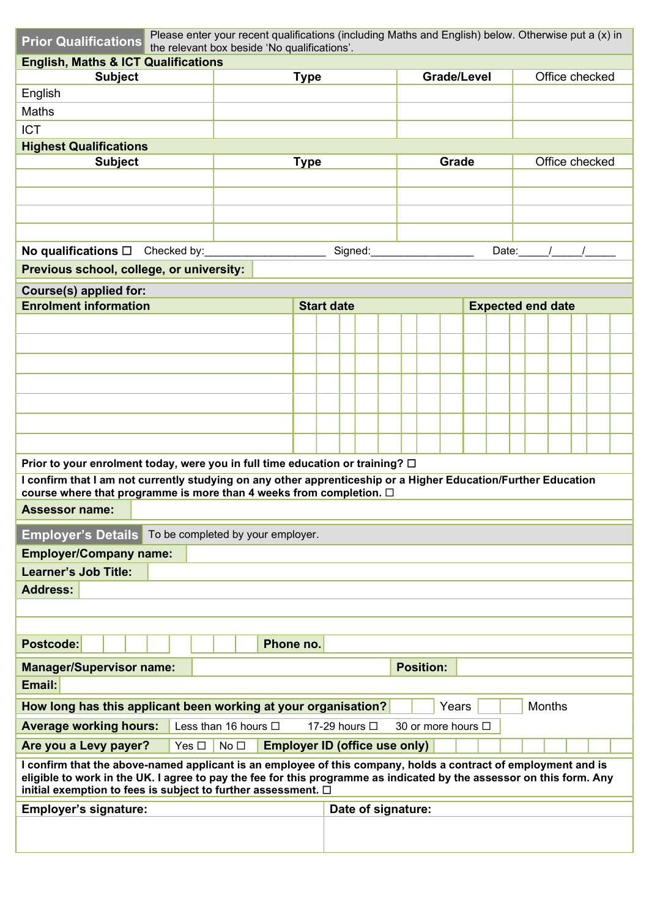## Prior Qualifications

Please enter your recent qualifications (including Maths and English) below. Otherwise put a (x) in the relevant box beside 'No qualifications'.

**English, Maths & ICT Qualifications**

| Subject | Type | Grade/Level | Office checked |
|---|---|---|---|
| English | | | |
| Maths | | | |
| ICT | | | |

**Highest Qualifications**

| Subject | Type | Grade | Office checked |
|---|---|---|---|
| | | | |
| | | | |
| | | | |
| | | | |

**No qualifications** ☐ Checked by:____________________ Signed:_________________ Date:_____/_____/_____

**Previous school, college, or university:**

**Course(s) applied for:**

| Enrolment information | Start date | Expected end date |
|---|---|---|
| | | |
| | | |
| | | |
| | | |
| | | |
| | | |
| | | |

**Prior to your enrolment today, were you in full time education or training?** ☐

**I confirm that I am not currently studying on any other apprenticeship or a Higher Education/Further Education course where that programme is more than 4 weeks from completion.** ☐

**Assessor name:**

## Employer's Details

To be completed by your employer.

**Employer/Company name:**

**Learner's Job Title:**

**Address:**

**Postcode:** | **Phone no.**

**Manager/Supervisor name:** | **Position:**

**Email:**

**How long has this applicant been working at your organisation?** ____ Years ____ Months

**Average working hours:** Less than 16 hours ☐ 17-29 hours ☐ 30 or more hours ☐

**Are you a Levy payer?** Yes ☐ No ☐ **Employer ID (office use only)**

**I confirm that the above-named applicant is an employee of this company, holds a contract of employment and is eligible to work in the UK. I agree to pay the fee for this programme as indicated by the assessor on this form. Any initial exemption to fees is subject to further assessment.** ☐

| Employer's signature: | Date of signature: |
|---|---|
| | |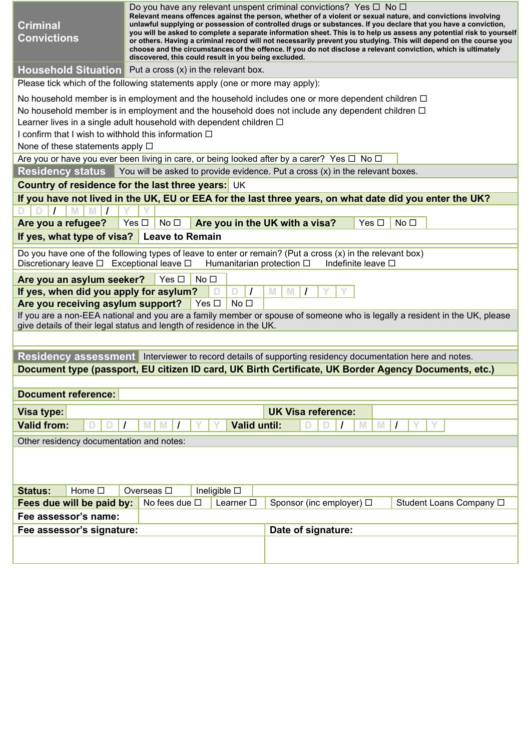| **Criminal Convictions** | Do you have any relevant unspent criminal convictions? Yes ☐ No ☐ **Relevant means offences against the person, whether of a violent or sexual nature, and convictions involving unlawful supplying or possession of controlled drugs or substances. If you declare that you have a conviction, you will be asked to complete a separate information sheet. This is to help us assess any potential risk to yourself or others. Having a criminal record will not necessarily prevent you studying. This will depend on the course you choose and the circumstances of the offence. If you do not disclose a relevant conviction, which is ultimately discovered, this could result in you being excluded.** |
|---|---|

## Household Situation

Put a cross (x) in the relevant box.

Please tick which of the following statements apply (one or more may apply):

No household member is in employment and the household includes one or more dependent children ☐
No household member is in employment and the household does not include any dependent children ☐
Learner lives in a single adult household with dependent children ☐
I confirm that I wish to withhold this information ☐
None of these statements apply ☐

Are you or have you ever been living in care, or being looked after by a carer? Yes ☐ No ☐

## Residency status

You will be asked to provide evidence. Put a cross (x) in the relevant boxes.

**Country of residence for the last three years:** UK

**If you have not lived in the UK, EU or EEA for the last three years, on what date did you enter the UK?**

D D / M M / Y Y

| **Are you a refugee?** | Yes ☐ | No ☐ | **Are you in the UK with a visa?** | Yes ☐ | No ☐ |
|---|---|---|---|---|---|

**If yes, what type of visa?** **Leave to Remain**

Do you have one of the following types of leave to enter or remain? (Put a cross (x) in the relevant box)
Discretionary leave ☐ Exceptional leave ☐ Humanitarian protection ☐ Indefinite leave ☐

| **Are you an asylum seeker?** | Yes ☐ | No ☐ |
|---|---|---|
| **If yes, when did you apply for asylum?** | D D / M M / Y Y | |
| **Are you receiving asylum support?** | Yes ☐ | No ☐ |

If you are a non-EEA national and you are a family member or spouse of someone who is legally a resident in the UK, please give details of their legal status and length of residence in the UK.

## Residency assessment

Interviewer to record details of supporting residency documentation here and notes.

**Document type (passport, EU citizen ID card, UK Birth Certificate, UK Border Agency Documents, etc.)**

**Document reference:**

| **Visa type:** | | **UK Visa reference:** | |
|---|---|---|---|
| **Valid from:** | D D / M M / Y Y | **Valid until:** | D D / M M / Y Y |

Other residency documentation and notes:

| **Status:** | Home ☐ | Overseas ☐ | Ineligible ☐ | |
|---|---|---|---|---|
| **Fees due will be paid by:** | No fees due ☐ | Learner ☐ | Sponsor (inc employer) ☐ | Student Loans Company ☐ |
| **Fee assessor's name:** | | | | |

| **Fee assessor's signature:** | **Date of signature:** |
|---|---|
| | |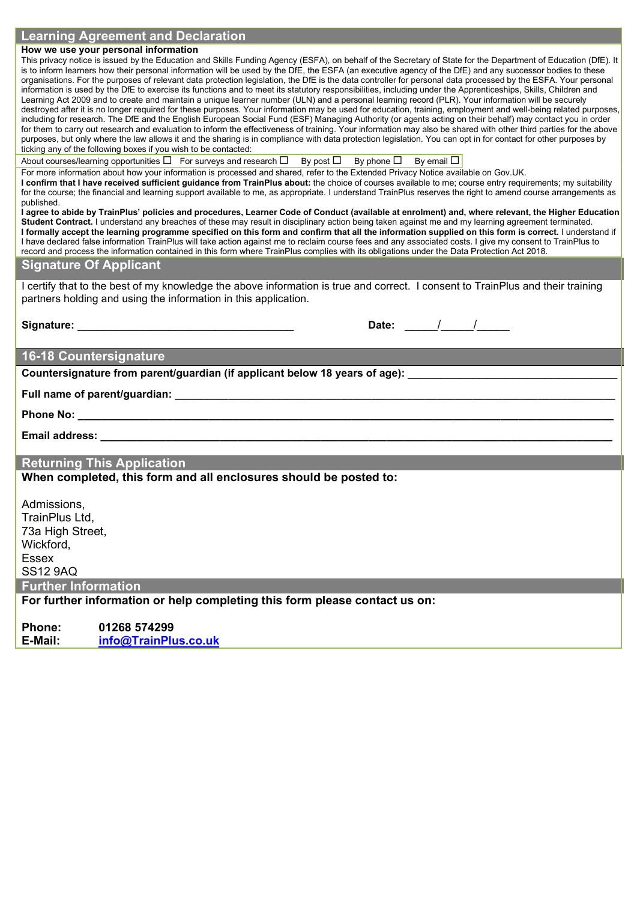## Learning Agreement and Declaration

**How we use your personal information**

This privacy notice is issued by the Education and Skills Funding Agency (ESFA), on behalf of the Secretary of State for the Department of Education (DfE). It is to inform learners how their personal information will be used by the DfE, the ESFA (an executive agency of the DfE) and any successor bodies to these organisations. For the purposes of relevant data protection legislation, the DfE is the data controller for personal data processed by the ESFA. Your personal information is used by the DfE to exercise its functions and to meet its statutory responsibilities, including under the Apprenticeships, Skills, Children and Learning Act 2009 and to create and maintain a unique learner number (ULN) and a personal learning record (PLR). Your information will be securely destroyed after it is no longer required for these purposes. Your information may be used for education, training, employment and well-being related purposes, including for research. The DfE and the English European Social Fund (ESF) Managing Authority (or agents acting on their behalf) may contact you in order for them to carry out research and evaluation to inform the effectiveness of training. Your information may also be shared with other third parties for the above purposes, but only where the law allows it and the sharing is in compliance with data protection legislation. You can opt in for contact for other purposes by ticking any of the following boxes if you wish to be contacted:

About courses/learning opportunities ☐ For surveys and research ☐ By post ☐ By phone ☐ By email ☐

For more information about how your information is processed and shared, refer to the Extended Privacy Notice available on Gov.UK.

**I confirm that I have received sufficient guidance from TrainPlus about:** the choice of courses available to me; course entry requirements; my suitability for the course; the financial and learning support available to me, as appropriate. I understand TrainPlus reserves the right to amend course arrangements as published.

**I agree to abide by TrainPlus' policies and procedures, Learner Code of Conduct (available at enrolment) and, where relevant, the Higher Education Student Contract.** I understand any breaches of these may result in disciplinary action being taken against me and my learning agreement terminated.

**I formally accept the learning programme specified on this form and confirm that all the information supplied on this form is correct.** I understand if I have declared false information TrainPlus will take action against me to reclaim course fees and any associated costs. I give my consent to TrainPlus to record and process the information contained in this form where TrainPlus complies with its obligations under the Data Protection Act 2018.

## Signature Of Applicant

I certify that to the best of my knowledge the above information is true and correct. I consent to TrainPlus and their training partners holding and using the information in this application.

**Signature:** ___________________________________ **Date:** _____/_____/_____

## 16-18 Countersignature

**Countersignature from parent/guardian (if applicant below 18 years of age):** ___________________________________

**Full name of parent/guardian:** ___________________________________

**Phone No:** ___________________________________

**Email address:** ___________________________________

## Returning This Application

**When completed, this form and all enclosures should be posted to:**

Admissions,
TrainPlus Ltd,
73a High Street,
Wickford,
Essex
SS12 9AQ

## Further Information

**For further information or help completing this form please contact us on:**

**Phone:** **01268 574299**
**E-Mail:** **info@TrainPlus.co.uk**